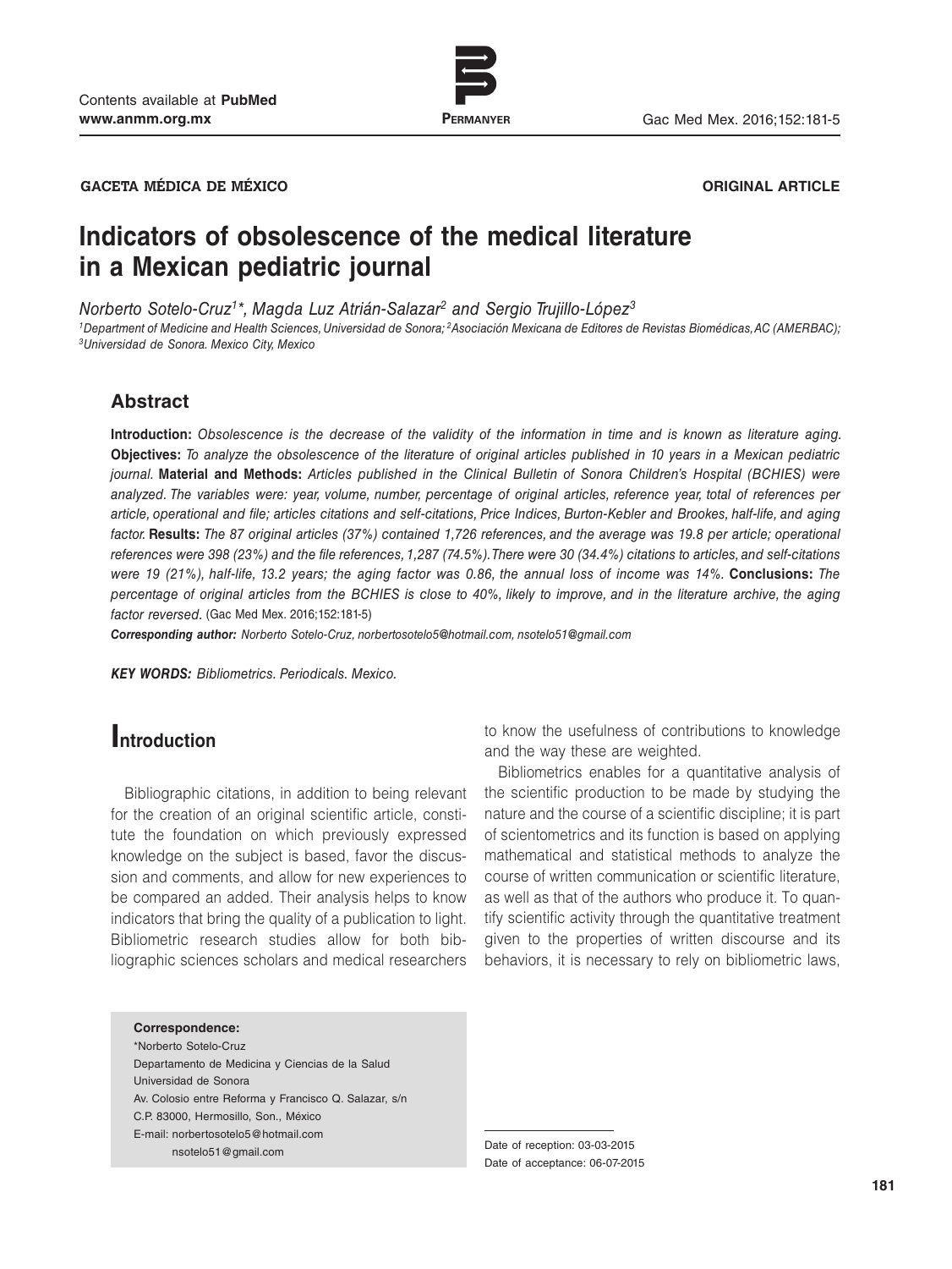GACETA MÉDICA DE MÉXICO

ORIGINAL ARTICLE

# Indicators of obsolescence of the medical literature in a Mexican pediatric journal

*Norberto Sotelo-Cruz[1]\*, Magda Luz Atrián-Salazar[2] and Sergio Trujillo-López[3]*

*[1]Department of Medicine and Health Sciences, Universidad de Sonora; [2]Asociación Mexicana de Editores de Revistas Biomédicas, AC (AMERBAC); [3]Universidad de Sonora. Mexico City, Mexico*

## Abstract

**Introduction:** *Obsolescence is the decrease of the validity of the information in time and is known as literature aging.* **Objectives:** *To analyze the obsolescence of the literature of original articles published in 10 years in a Mexican pediatric journal.* **Material and Methods:** *Articles published in the Clinical Bulletin of Sonora Children's Hospital (BCHIES) were analyzed. The variables were: year, volume, number, percentage of original articles, reference year, total of references per article, operational and file; articles citations and self-citations, Price Indices, Burton-Kebler and Brookes, half-life, and aging factor.* **Results:** *The 87 original articles (37%) contained 1,726 references, and the average was 19.8 per article; operational references were 398 (23%) and the file references, 1,287 (74.5%). There were 30 (34.4%) citations to articles, and self-citations were 19 (21%), half-life, 13.2 years; the aging factor was 0.86, the annual loss of income was 14%.* **Conclusions:** *The percentage of original articles from the BCHIES is close to 40%, likely to improve, and in the literature archive, the aging factor reversed.* (Gac Med Mex. 2016;152:181-5)

***Corresponding author:*** *Norberto Sotelo-Cruz, norbertosotelo5@hotmail.com, nsotelo51@gmail.com*

***KEY WORDS:*** *Bibliometrics. Periodicals. Mexico.*

## Introduction

Bibliographic citations, in addition to being relevant for the creation of an original scientific article, constitute the foundation on which previously expressed knowledge on the subject is based, favor the discussion and comments, and allow for new experiences to be compared an added. Their analysis helps to know indicators that bring the quality of a publication to light. Bibliometric research studies allow for both bibliographic sciences scholars and medical researchers to know the usefulness of contributions to knowledge and the way these are weighted.

Bibliometrics enables for a quantitative analysis of the scientific production to be made by studying the nature and the course of a scientific discipline; it is part of scientometrics and its function is based on applying mathematical and statistical methods to analyze the course of written communication or scientific literature, as well as that of the authors who produce it. To quantify scientific activity through the quantitative treatment given to the properties of written discourse and its behaviors, it is necessary to rely on bibliometric laws,

**Correspondence:**
\*Norberto Sotelo-Cruz
Departamento de Medicina y Ciencias de la Salud
Universidad de Sonora
Av. Colosio entre Reforma y Francisco Q. Salazar, s/n
C.P. 83000, Hermosillo, Son., México
E-mail: norbertosotelo5@hotmail.com
nsotelo51@gmail.com

Date of reception: 03-03-2015
Date of acceptance: 06-07-2015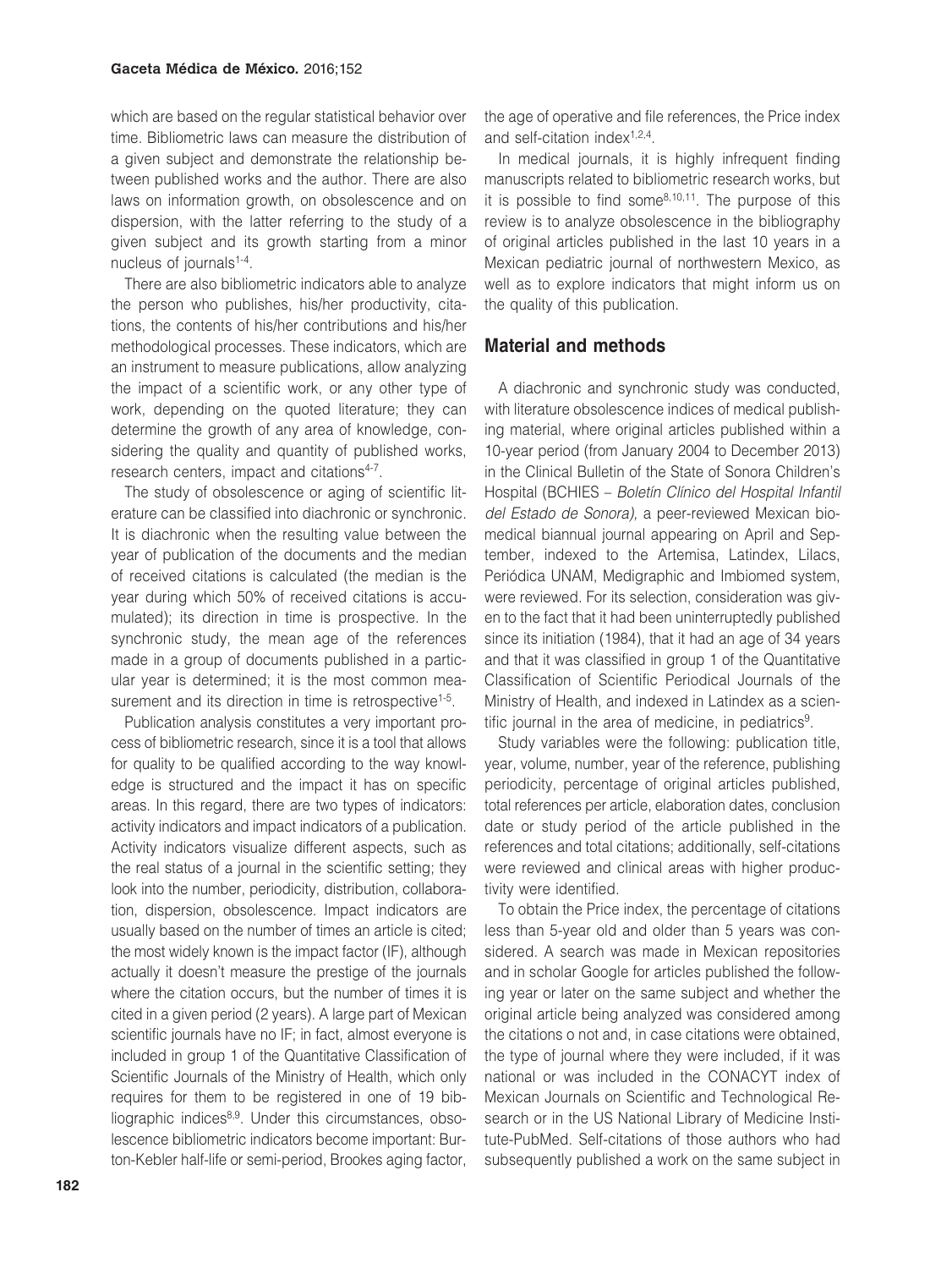which are based on the regular statistical behavior over time. Bibliometric laws can measure the distribution of a given subject and demonstrate the relationship between published works and the author. There are also laws on information growth, on obsolescence and on dispersion, with the latter referring to the study of a given subject and its growth starting from a minor nucleus of journals[1-4].

There are also bibliometric indicators able to analyze the person who publishes, his/her productivity, citations, the contents of his/her contributions and his/her methodological processes. These indicators, which are an instrument to measure publications, allow analyzing the impact of a scientific work, or any other type of work, depending on the quoted literature; they can determine the growth of any area of knowledge, considering the quality and quantity of published works, research centers, impact and citations[4-7].

The study of obsolescence or aging of scientific literature can be classified into diachronic or synchronic. It is diachronic when the resulting value between the year of publication of the documents and the median of received citations is calculated (the median is the year during which 50% of received citations is accumulated); its direction in time is prospective. In the synchronic study, the mean age of the references made in a group of documents published in a particular year is determined; it is the most common measurement and its direction in time is retrospective[1-5].

Publication analysis constitutes a very important process of bibliometric research, since it is a tool that allows for quality to be qualified according to the way knowledge is structured and the impact it has on specific areas. In this regard, there are two types of indicators: activity indicators and impact indicators of a publication. Activity indicators visualize different aspects, such as the real status of a journal in the scientific setting; they look into the number, periodicity, distribution, collaboration, dispersion, obsolescence. Impact indicators are usually based on the number of times an article is cited; the most widely known is the impact factor (IF), although actually it doesn't measure the prestige of the journals where the citation occurs, but the number of times it is cited in a given period (2 years). A large part of Mexican scientific journals have no IF; in fact, almost everyone is included in group 1 of the Quantitative Classification of Scientific Journals of the Ministry of Health, which only requires for them to be registered in one of 19 bibliographic indices[8,9]. Under this circumstances, obsolescence bibliometric indicators become important: Burton-Kebler half-life or semi-period, Brookes aging factor, the age of operative and file references, the Price index and self-citation index[1,2,4].

In medical journals, it is highly infrequent finding manuscripts related to bibliometric research works, but it is possible to find some[8,10,11]. The purpose of this review is to analyze obsolescence in the bibliography of original articles published in the last 10 years in a Mexican pediatric journal of northwestern Mexico, as well as to explore indicators that might inform us on the quality of this publication.

## Material and methods

A diachronic and synchronic study was conducted, with literature obsolescence indices of medical publishing material, where original articles published within a 10-year period (from January 2004 to December 2013) in the Clinical Bulletin of the State of Sonora Children's Hospital (BCHIES – *Boletín Clínico del Hospital Infantil del Estado de Sonora),* a peer-reviewed Mexican biomedical biannual journal appearing on April and September, indexed to the Artemisa, Latindex, Lilacs, Periódica UNAM, Medigraphic and Imbiomed system, were reviewed. For its selection, consideration was given to the fact that it had been uninterruptedly published since its initiation (1984), that it had an age of 34 years and that it was classified in group 1 of the Quantitative Classification of Scientific Periodical Journals of the Ministry of Health, and indexed in Latindex as a scientific journal in the area of medicine, in pediatrics[9].

Study variables were the following: publication title, year, volume, number, year of the reference, publishing periodicity, percentage of original articles published, total references per article, elaboration dates, conclusion date or study period of the article published in the references and total citations; additionally, self-citations were reviewed and clinical areas with higher productivity were identified.

To obtain the Price index, the percentage of citations less than 5-year old and older than 5 years was considered. A search was made in Mexican repositories and in scholar Google for articles published the following year or later on the same subject and whether the original article being analyzed was considered among the citations o not and, in case citations were obtained, the type of journal where they were included, if it was national or was included in the CONACYT index of Mexican Journals on Scientific and Technological Research or in the US National Library of Medicine Institute-PubMed. Self-citations of those authors who had subsequently published a work on the same subject in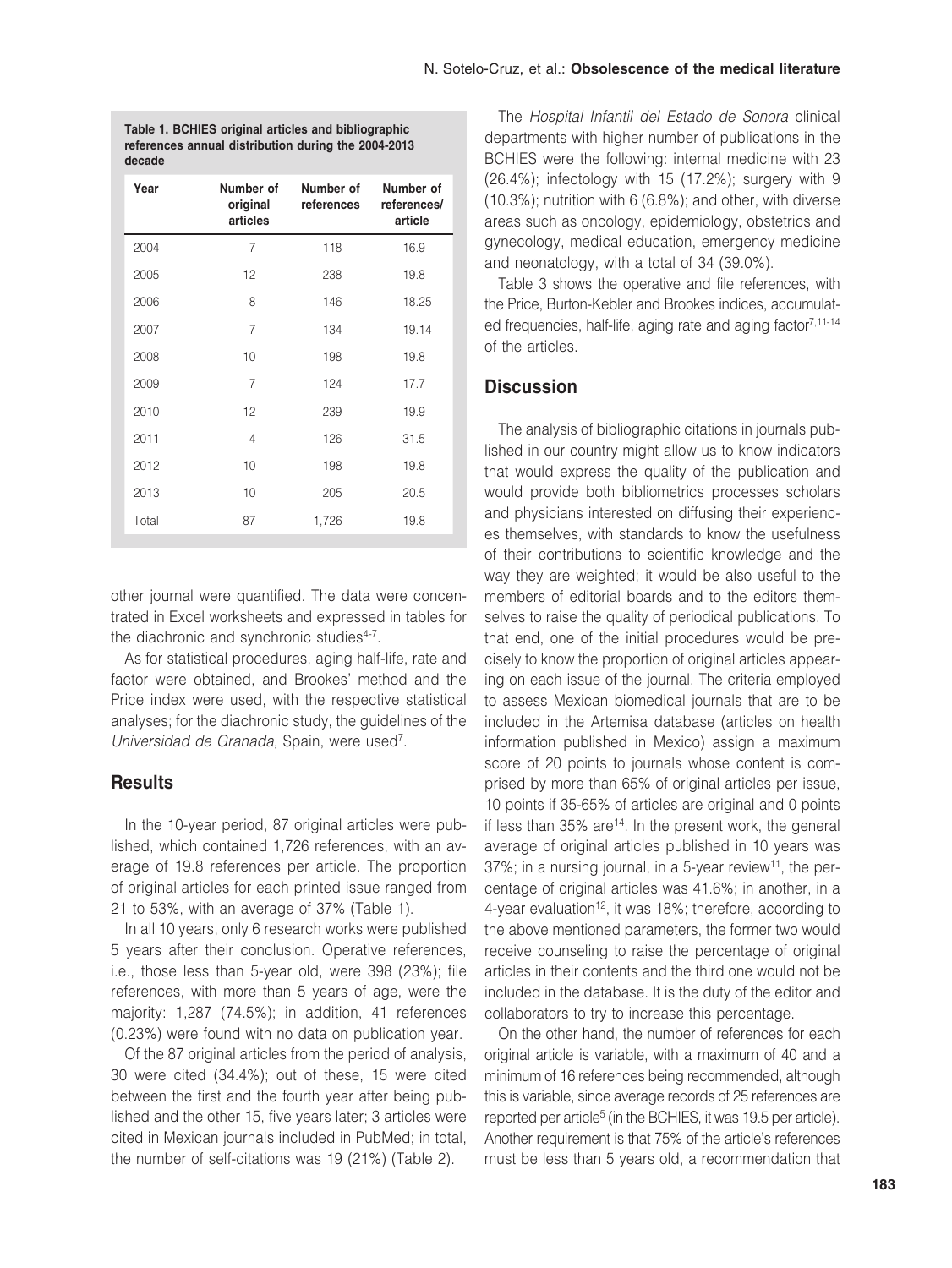**Table 1. BCHIES original articles and bibliographic references annual distribution during the 2004-2013 decade**

| Year | Number of original articles | Number of references | Number of references/ article |
|---|---|---|---|
| 2004 | 7 | 118 | 16.9 |
| 2005 | 12 | 238 | 19.8 |
| 2006 | 8 | 146 | 18.25 |
| 2007 | 7 | 134 | 19.14 |
| 2008 | 10 | 198 | 19.8 |
| 2009 | 7 | 124 | 17.7 |
| 2010 | 12 | 239 | 19.9 |
| 2011 | 4 | 126 | 31.5 |
| 2012 | 10 | 198 | 19.8 |
| 2013 | 10 | 205 | 20.5 |
| Total | 87 | 1,726 | 19.8 |

other journal were quantified. The data were concentrated in Excel worksheets and expressed in tables for the diachronic and synchronic studies[4-7].

As for statistical procedures, aging half-life, rate and factor were obtained, and Brookes' method and the Price index were used, with the respective statistical analyses; for the diachronic study, the guidelines of the *Universidad de Granada,* Spain, were used[7].

## Results

In the 10-year period, 87 original articles were published, which contained 1,726 references, with an average of 19.8 references per article. The proportion of original articles for each printed issue ranged from 21 to 53%, with an average of 37% (Table 1).

In all 10 years, only 6 research works were published 5 years after their conclusion. Operative references, i.e., those less than 5-year old, were 398 (23%); file references, with more than 5 years of age, were the majority: 1,287 (74.5%); in addition, 41 references (0.23%) were found with no data on publication year.

Of the 87 original articles from the period of analysis, 30 were cited (34.4%); out of these, 15 were cited between the first and the fourth year after being published and the other 15, five years later; 3 articles were cited in Mexican journals included in PubMed; in total, the number of self-citations was 19 (21%) (Table 2).

The *Hospital Infantil del Estado de Sonora* clinical departments with higher number of publications in the BCHIES were the following: internal medicine with 23 (26.4%); infectology with 15 (17.2%); surgery with 9 (10.3%); nutrition with 6 (6.8%); and other, with diverse areas such as oncology, epidemiology, obstetrics and gynecology, medical education, emergency medicine and neonatology, with a total of 34 (39.0%).

Table 3 shows the operative and file references, with the Price, Burton-Kebler and Brookes indices, accumulated frequencies, half-life, aging rate and aging factor[7,11-14] of the articles.

## Discussion

The analysis of bibliographic citations in journals published in our country might allow us to know indicators that would express the quality of the publication and would provide both bibliometrics processes scholars and physicians interested on diffusing their experiences themselves, with standards to know the usefulness of their contributions to scientific knowledge and the way they are weighted; it would be also useful to the members of editorial boards and to the editors themselves to raise the quality of periodical publications. To that end, one of the initial procedures would be precisely to know the proportion of original articles appearing on each issue of the journal. The criteria employed to assess Mexican biomedical journals that are to be included in the Artemisa database (articles on health information published in Mexico) assign a maximum score of 20 points to journals whose content is comprised by more than 65% of original articles per issue, 10 points if 35-65% of articles are original and 0 points if less than 35% are[14]. In the present work, the general average of original articles published in 10 years was 37%; in a nursing journal, in a 5-year review[11], the percentage of original articles was 41.6%; in another, in a 4-year evaluation[12], it was 18%; therefore, according to the above mentioned parameters, the former two would receive counseling to raise the percentage of original articles in their contents and the third one would not be included in the database. It is the duty of the editor and collaborators to try to increase this percentage.

On the other hand, the number of references for each original article is variable, with a maximum of 40 and a minimum of 16 references being recommended, although this is variable, since average records of 25 references are reported per article[5] (in the BCHIES, it was 19.5 per article). Another requirement is that 75% of the article's references must be less than 5 years old, a recommendation that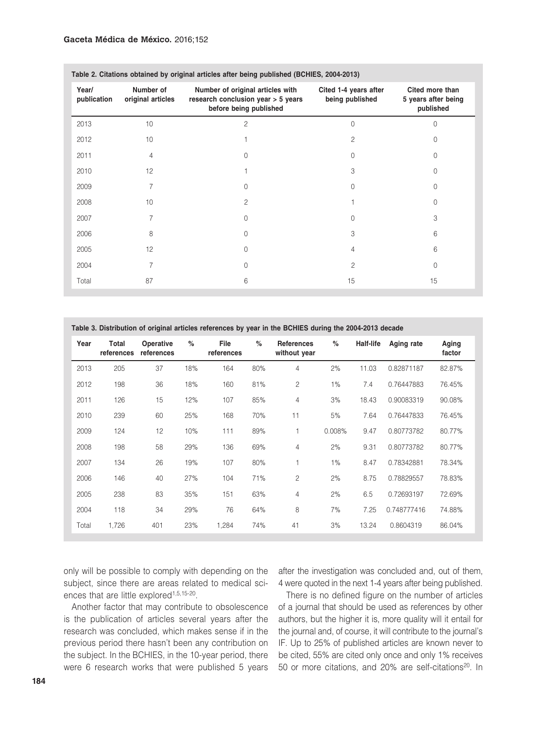Table 2. Citations obtained by original articles after being published (BCHIES, 2004-2013)

| Year/ publication | Number of original articles | Number of original articles with research conclusion year > 5 years before being published | Cited 1-4 years after being published | Cited more than 5 years after being published |
|---|---|---|---|---|
| 2013 | 10 | 2 | 0 | 0 |
| 2012 | 10 | 1 | 2 | 0 |
| 2011 | 4 | 0 | 0 | 0 |
| 2010 | 12 | 1 | 3 | 0 |
| 2009 | 7 | 0 | 0 | 0 |
| 2008 | 10 | 2 | 1 | 0 |
| 2007 | 7 | 0 | 0 | 3 |
| 2006 | 8 | 0 | 3 | 6 |
| 2005 | 12 | 0 | 4 | 6 |
| 2004 | 7 | 0 | 2 | 0 |
| Total | 87 | 6 | 15 | 15 |

Table 3. Distribution of original articles references by year in the BCHIES during the 2004-2013 decade

| Year | Total references | Operative references | % | File references | % | References without year | % | Half-life | Aging rate | Aging factor |
|---|---|---|---|---|---|---|---|---|---|---|
| 2013 | 205 | 37 | 18% | 164 | 80% | 4 | 2% | 11.03 | 0.82871187 | 82.87% |
| 2012 | 198 | 36 | 18% | 160 | 81% | 2 | 1% | 7.4 | 0.76447883 | 76.45% |
| 2011 | 126 | 15 | 12% | 107 | 85% | 4 | 3% | 18.43 | 0.90083319 | 90.08% |
| 2010 | 239 | 60 | 25% | 168 | 70% | 11 | 5% | 7.64 | 0.76447833 | 76.45% |
| 2009 | 124 | 12 | 10% | 111 | 89% | 1 | 0.008% | 9.47 | 0.80773782 | 80.77% |
| 2008 | 198 | 58 | 29% | 136 | 69% | 4 | 2% | 9.31 | 0.80773782 | 80.77% |
| 2007 | 134 | 26 | 19% | 107 | 80% | 1 | 1% | 8.47 | 0.78342881 | 78.34% |
| 2006 | 146 | 40 | 27% | 104 | 71% | 2 | 2% | 8.75 | 0.78829557 | 78.83% |
| 2005 | 238 | 83 | 35% | 151 | 63% | 4 | 2% | 6.5 | 0.72693197 | 72.69% |
| 2004 | 118 | 34 | 29% | 76 | 64% | 8 | 7% | 7.25 | 0.748777416 | 74.88% |
| Total | 1,726 | 401 | 23% | 1,284 | 74% | 41 | 3% | 13.24 | 0.8604319 | 86.04% |

only will be possible to comply with depending on the subject, since there are areas related to medical sciences that are little explored[1,5,15-20].

Another factor that may contribute to obsolescence is the publication of articles several years after the research was concluded, which makes sense if in the previous period there hasn't been any contribution on the subject. In the BCHIES, in the 10-year period, there were 6 research works that were published 5 years after the investigation was concluded and, out of them, 4 were quoted in the next 1-4 years after being published.

There is no defined figure on the number of articles of a journal that should be used as references by other authors, but the higher it is, more quality will it entail for the journal and, of course, it will contribute to the journal's IF. Up to 25% of published articles are known never to be cited, 55% are cited only once and only 1% receives 50 or more citations, and 20% are self-citations[20]. In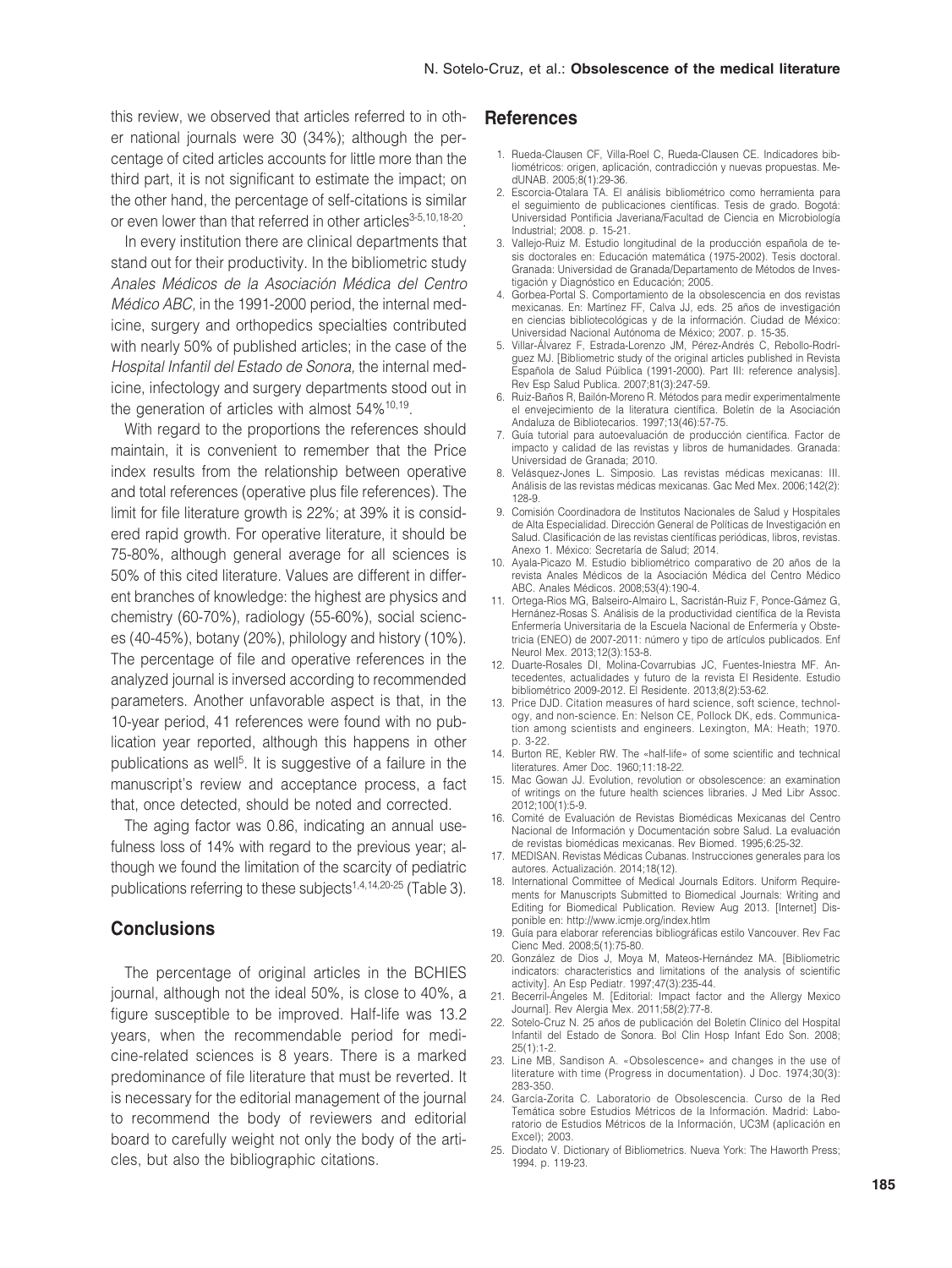this review, we observed that articles referred to in other national journals were 30 (34%); although the percentage of cited articles accounts for little more than the third part, it is not significant to estimate the impact; on the other hand, the percentage of self-citations is similar or even lower than that referred in other articles[3-5,10,18-20].

In every institution there are clinical departments that stand out for their productivity. In the bibliometric study *Anales Médicos de la Asociación Médica del Centro Médico ABC,* in the 1991-2000 period, the internal medicine, surgery and orthopedics specialties contributed with nearly 50% of published articles; in the case of the *Hospital Infantil del Estado de Sonora,* the internal medicine, infectology and surgery departments stood out in the generation of articles with almost 54%[10,19].

With regard to the proportions the references should maintain, it is convenient to remember that the Price index results from the relationship between operative and total references (operative plus file references). The limit for file literature growth is 22%; at 39% it is considered rapid growth. For operative literature, it should be 75-80%, although general average for all sciences is 50% of this cited literature. Values are different in different branches of knowledge: the highest are physics and chemistry (60-70%), radiology (55-60%), social sciences (40-45%), botany (20%), philology and history (10%). The percentage of file and operative references in the analyzed journal is inversed according to recommended parameters. Another unfavorable aspect is that, in the 10-year period, 41 references were found with no publication year reported, although this happens in other publications as well[5]. It is suggestive of a failure in the manuscript's review and acceptance process, a fact that, once detected, should be noted and corrected.

The aging factor was 0.86, indicating an annual usefulness loss of 14% with regard to the previous year; although we found the limitation of the scarcity of pediatric publications referring to these subjects[1,4,14,20-25] (Table 3).

## Conclusions

The percentage of original articles in the BCHIES journal, although not the ideal 50%, is close to 40%, a figure susceptible to be improved. Half-life was 13.2 years, when the recommendable period for medicine-related sciences is 8 years. There is a marked predominance of file literature that must be reverted. It is necessary for the editorial management of the journal to recommend the body of reviewers and editorial board to carefully weight not only the body of the articles, but also the bibliographic citations.

## References

1. Rueda-Clausen CF, Villa-Roel C, Rueda-Clausen CE. Indicadores bibliométricos: origen, aplicación, contradicción y nuevas propuestas. MedUNAB. 2005;8(1):29-36.
2. Escorcia-Otalara TA. El análisis bibliométrico como herramienta para el seguimiento de publicaciones científicas. Tesis de grado. Bogotá: Universidad Pontificia Javeriana/Facultad de Ciencia en Microbiología Industrial; 2008. p. 15-21.
3. Vallejo-Ruiz M. Estudio longitudinal de la producción española de tesis doctorales en: Educación matemática (1975-2002). Tesis doctoral. Granada: Universidad de Granada/Departamento de Métodos de Investigación y Diagnóstico en Educación; 2005.
4. Gorbea-Portal S. Comportamiento de la obsolescencia en dos revistas mexicanas. En: Martínez FF, Calva JJ, eds. 25 años de investigación en ciencias bibliotecológicas y de la información. Ciudad de México: Universidad Nacional Autónoma de México; 2007. p. 15-35.
5. Villar-Álvarez F, Estrada-Lorenzo JM, Pérez-Andrés C, Rebollo-Rodríguez MJ. [Bibliometric study of the original articles published in Revista Española de Salud Púiblica (1991-2000). Part III: reference analysis]. Rev Esp Salud Publica. 2007;81(3):247-59.
6. Ruiz-Baños R, Bailón-Moreno R. Métodos para medir experimentalmente el envejecimiento de la literatura científica. Boletín de la Asociación Andaluza de Bibliotecarios. 1997;13(46):57-75.
7. Guía tutorial para autoevaluación de producción científica. Factor de impacto y calidad de las revistas y libros de humanidades. Granada: Universidad de Granada; 2010.
8. Velásquez-Jones L. Simposio. Las revistas médicas mexicanas: III. Análisis de las revistas médicas mexicanas. Gac Med Mex. 2006;142(2): 128-9.
9. Comisión Coordinadora de Institutos Nacionales de Salud y Hospitales de Alta Especialidad. Dirección General de Políticas de Investigación en Salud. Clasificación de las revistas científicas periódicas, libros, revistas. Anexo 1. México: Secretaría de Salud; 2014.
10. Ayala-Picazo M. Estudio bibliométrico comparativo de 20 años de la revista Anales Médicos de la Asociación Médica del Centro Médico ABC. Anales Médicos. 2008;53(4):190-4.
11. Ortega-Rios MG, Balseiro-Almairo L, Sacristán-Ruiz F, Ponce-Gámez G, Hernández-Rosas S. Análisis de la productividad científica de la Revista Enfermería Universitaria de la Escuela Nacional de Enfermería y Obstetricia (ENEO) de 2007-2011: número y tipo de artículos publicados. Enf Neurol Mex. 2013;12(3):153-8.
12. Duarte-Rosales DI, Molina-Covarrubias JC, Fuentes-Iniestra MF. Antecedentes, actualidades y futuro de la revista El Residente. Estudio bibliométrico 2009-2012. El Residente. 2013;8(2):53-62.
13. Price DJD. Citation measures of hard science, soft science, technology, and non-science. En: Nelson CE, Pollock DK, eds. Communication among scientists and engineers. Lexington, MA: Heath; 1970. p. 3-22.
14. Burton RE, Kebler RW. The «half-life» of some scientific and technical literatures. Amer Doc. 1960;11:18-22.
15. Mac Gowan JJ. Evolution, revolution or obsolescence: an examination of writings on the future health sciences libraries. J Med Libr Assoc. 2012;100(1):5-9.
16. Comité de Evaluación de Revistas Biomédicas Mexicanas del Centro Nacional de Información y Documentación sobre Salud. La evaluación de revistas biomédicas mexicanas. Rev Biomed. 1995;6:25-32.
17. MEDISAN. Revistas Médicas Cubanas. Instrucciones generales para los autores. Actualización. 2014;18(12).
18. International Committee of Medical Journals Editors. Uniform Requirements for Manuscripts Submitted to Biomedical Journals: Writing and Editing for Biomedical Publication. Review Aug 2013. [Internet] Disponible en: http://www.icmje.org/index.htm
19. Guía para elaborar referencias bibliográficas estilo Vancouver. Rev Fac Cienc Med. 2008;5(1):75-80.
20. González de Dios J, Moya M, Mateos-Hernández MA. [Bibliometric indicators: characteristics and limitations of the analysis of scientific activity]. An Esp Pediatr. 1997;47(3):235-44.
21. Becerril-Ángeles M. [Editorial: Impact factor and the Allergy Mexico Journal]. Rev Alergia Mex. 2011;58(2):77-8.
22. Sotelo-Cruz N. 25 años de publicación del Boletín Clínico del Hospital Infantil del Estado de Sonora. Bol Clin Hosp Infant Edo Son. 2008; 25(1):1-2.
23. Line MB, Sandison A. «Obsolescence» and changes in the use of literature with time (Progress in documentation). J Doc. 1974;30(3): 283-350.
24. García-Zorita C. Laboratorio de Obsolescencia. Curso de la Red Temática sobre Estudios Métricos de la Información. Madrid: Laboratorio de Estudios Métricos de la Información, UC3M (aplicación en Excel); 2003.
25. Diodato V. Dictionary of Bibliometrics. Nueva York: The Haworth Press; 1994. p. 119-23.